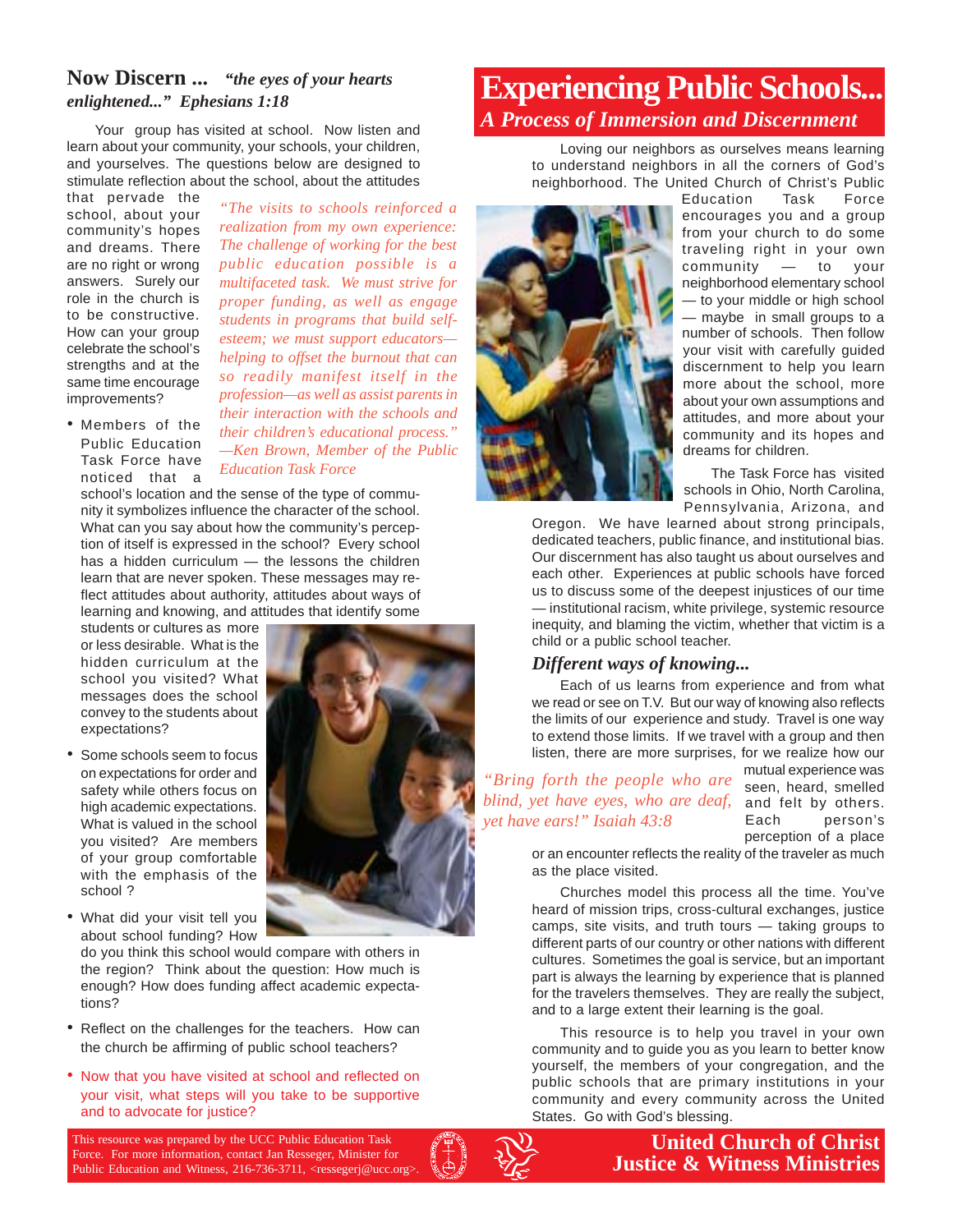# Experiencing Public Schools...

## *A Process of Immersion and Discernment*

Loving our neighbors as ourselves means learning to understand neighbors in all the corners of God's neighborhood. The United Church of Christ's Public Education Task Force encourages you and a group from your church to do some traveling right in your own community — to your neighborhood elementary school — to your middle or high school — maybe in small groups to a number of schools. Then follow your visit with carefully guided discernment to help you learn more about the school, more about your own assumptions and attitudes, and more about your community and its hopes and dreams for children.

The Task Force has visited schools in Ohio, North Carolina, Pennsylvania, Arizona, and Oregon. We have learned about strong principals, dedicated teachers, public finance, and institutional bias. Our discernment has also taught us about ourselves and each other. Experiences at public schools have forced us to discuss some of the deepest injustices of our time — institutional racism, white privilege, systemic resource inequity, and blaming the victim, whether that victim is a child or a public school teacher.

### *Different ways of knowing...*

Each of us learns from experience and from what we read or see on T.V. But our way of knowing also reflects the limits of our experience and study. Travel is one way to extend those limits. If we travel with a group and then listen, there are more surprises, for we realize how our mutual experience was seen, heard, smelled and felt by others. Each person's perception of a place or an encounter reflects the reality of the traveler as much as the place visited.

*"Bring forth the people who are blind, yet have eyes, who are deaf, yet have ears!" Isaiah 43:8*

Churches model this process all the time. You've heard of mission trips, cross-cultural exchanges, justice camps, site visits, and truth tours — taking groups to different parts of our country or other nations with different cultures. Sometimes the goal is service, but an important part is always the learning by experience that is planned for the travelers themselves. They are really the subject, and to a large extent their learning is the goal.

This resource is to help you travel in your own community and to guide you as you learn to better know yourself, the members of your congregation, and the public schools that are primary institutions in your community and every community across the United States. Go with God's blessing.

## Now Discern ... *"the eyes of your hearts enlightened..." Ephesians 1:18*

Your group has visited at school. Now listen and learn about your community, your schools, your children, and yourselves. The questions below are designed to stimulate reflection about the school, about the attitudes that pervade the school, about your community's hopes and dreams. There are no right or wrong answers. Surely our role in the church is to be constructive. How can your group celebrate the school's strengths and at the same time encourage improvements?

*"The visits to schools reinforced a realization from my own experience: The challenge of working for the best public education possible is a multifaceted task. We must strive for proper funding, as well as engage students in programs that build self-esteem; we must support educators—helping to offset the burnout that can so readily manifest itself in the profession—as well as assist parents in their interaction with the schools and their children's educational process." —Ken Brown, Member of the Public Education Task Force*

- Members of the Public Education Task Force have noticed that a school's location and the sense of the type of community it symbolizes influence the character of the school. What can you say about how the community's perception of itself is expressed in the school? Every school has a hidden curriculum — the lessons the children learn that are never spoken. These messages may reflect attitudes about authority, attitudes about ways of learning and knowing, and attitudes that identify some students or cultures as more or less desirable. What is the hidden curriculum at the school you visited? What messages does the school convey to the students about expectations?
- Some schools seem to focus on expectations for order and safety while others focus on high academic expectations. What is valued in the school you visited? Are members of your group comfortable with the emphasis of the school ?
- What did your visit tell you about school funding? How do you think this school would compare with others in the region? Think about the question: How much is enough? How does funding affect academic expectations?
- Reflect on the challenges for the teachers. How can the church be affirming of public school teachers?
- Now that you have visited at school and reflected on your visit, what steps will you take to be supportive and to advocate for justice?

This resource was prepared by the UCC Public Education Task Force. For more information, contact Jan Resseger, Minister for Public Education and Witness, 216-736-3711, <ressegerj@ucc.org>.

**United Church of Christ**
**Justice & Witness Ministries**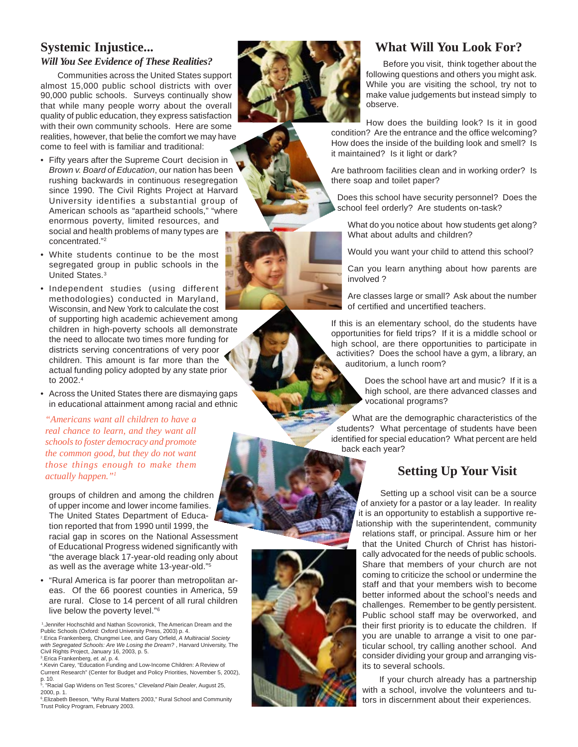## Systemic Injustice...

### *Will You See Evidence of These Realities?*

Communities across the United States support almost 15,000 public school districts with over 90,000 public schools. Surveys continually show that while many people worry about the overall quality of public education, they express satisfaction with their own community schools. Here are some realities, however, that belie the comfort we may have come to feel with is familiar and traditional:

- Fifty years after the Supreme Court decision in *Brown v. Board of Education*, our nation has been rushing backwards in continuous resegregation since 1990. The Civil Rights Project at Harvard University identifies a substantial group of American schools as "apartheid schools," "where enormous poverty, limited resources, and social and health problems of many types are concentrated."[2]
- White students continue to be the most segregated group in public schools in the United States.[3]
- Independent studies (using different methodologies) conducted in Maryland, Wisconsin, and New York to calculate the cost of supporting high academic achievement among children in high-poverty schools all demonstrate the need to allocate two times more funding for districts serving concentrations of very poor children. This amount is far more than the actual funding policy adopted by any state prior to 2002.[4]
- Across the United States there are dismaying gaps in educational attainment among racial and ethnic groups of children and among the children of upper income and lower income families. The United States Department of Education reported that from 1990 until 1999, the racial gap in scores on the National Assessment of Educational Progress widened significantly with "the average black 17-year-old reading only about as well as the average white 13-year-old."[5]
- "Rural America is far poorer than metropolitan areas. Of the 66 poorest counties in America, 59 are rural. Close to 14 percent of all rural children live below the poverty level."[6]

> *"Americans want all children to have a real chance to learn, and they want all schools to foster democracy and promote the common good, but they do not want those things enough to make them actually happen."[1]*

[1].Jennifer Hochschild and Nathan Scovronick, The American Dream and the Public Schools (Oxford: Oxford University Press, 2003) p. 4.
[2].Erica Frankenberg, Chungmei Lee, and Gary Orfield, *A Multiracial Society with Segregated Schools: Are We Losing the Dream?* , Harvard University, The Civil Rights Project, January 16, 2003, p. 5.
[3].Erica Frankenberg, *et. al*, p. 4.
[4].Kevin Carey, "Education Funding and Low-Income Children: A Review of Current Research" (Center for Budget and Policy Priorities, November 5, 2002), p. 10.
[5]. "Racial Gap Widens on Test Scores," *Cleveland Plain Dealer*, August 25, 2000, p. 1.
[6].Elizabeth Beeson, "Why Rural Matters 2003," Rural School and Community Trust Policy Program, February 2003.

## What Will You Look For?

Before you visit, think together about the following questions and others you might ask. While you are visiting the school, try not to make value judgements but instead simply to observe.

How does the building look? Is it in good condition? Are the entrance and the office welcoming? How does the inside of the building look and smell? Is it maintained? Is it light or dark?

Are bathroom facilities clean and in working order? Is there soap and toilet paper?

Does this school have security personnel? Does the school feel orderly? Are students on-task?

What do you notice about how students get along? What about adults and children?

Would you want your child to attend this school?

Can you learn anything about how parents are involved ?

Are classes large or small? Ask about the number of certified and uncertified teachers.

If this is an elementary school, do the students have opportunities for field trips? If it is a middle school or high school, are there opportunities to participate in activities? Does the school have a gym, a library, an auditorium, a lunch room?

Does the school have art and music? If it is a high school, are there advanced classes and vocational programs?

What are the demographic characteristics of the students? What percentage of students have been identified for special education? What percent are held back each year?

## Setting Up Your Visit

Setting up a school visit can be a source of anxiety for a pastor or a lay leader. In reality it is an opportunity to establish a supportive relationship with the superintendent, community relations staff, or principal. Assure him or her that the United Church of Christ has historically advocated for the needs of public schools. Share that members of your church are not coming to criticize the school or undermine the staff and that your members wish to become better informed about the school's needs and challenges. Remember to be gently persistent. Public school staff may be overworked, and their first priority is to educate the children. If you are unable to arrange a visit to one particular school, try calling another school. And consider dividing your group and arranging visits to several schools.

If your church already has a partnership with a school, involve the volunteers and tutors in discernment about their experiences.